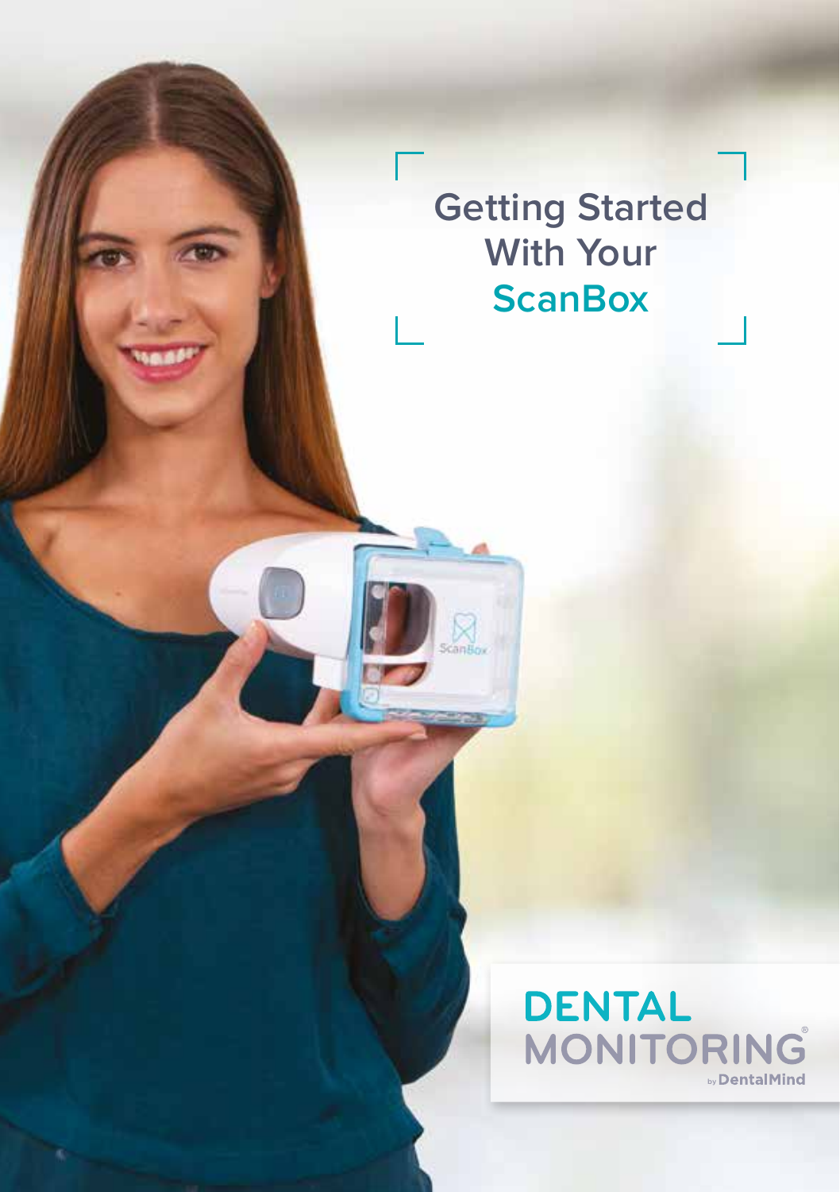# Getting Started With Your ScanBox

DENTAL MONITORING®

by DentalMind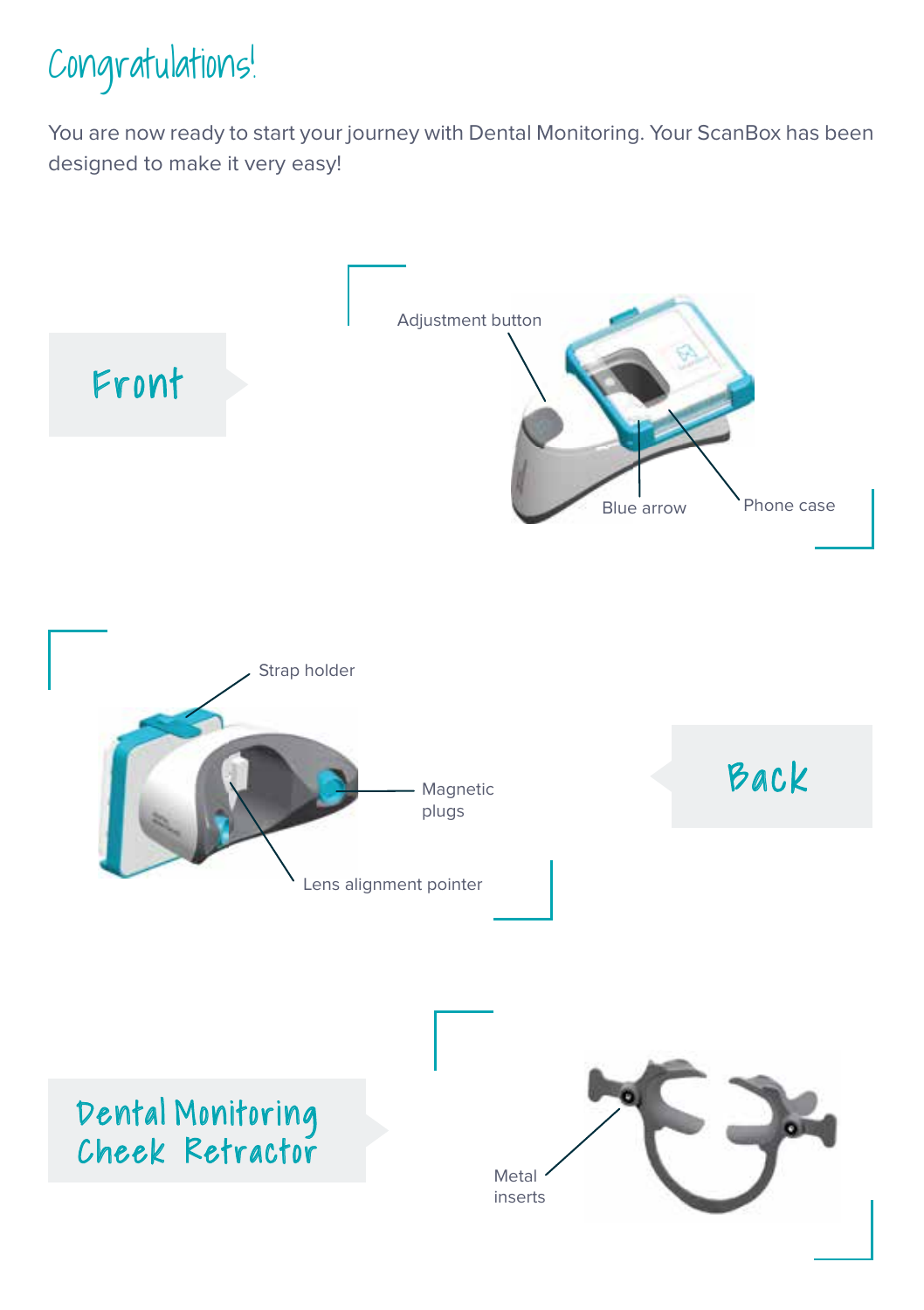# Congratulations!

You are now ready to start your journey with Dental Monitoring. Your ScanBox has been designed to make it very easy!

## Front

Adjustment button

Blue arrow

Phone case

## Back

Strap holder

Magnetic plugs

Lens alignment pointer

## Dental Monitoring Cheek Retractor

Metal inserts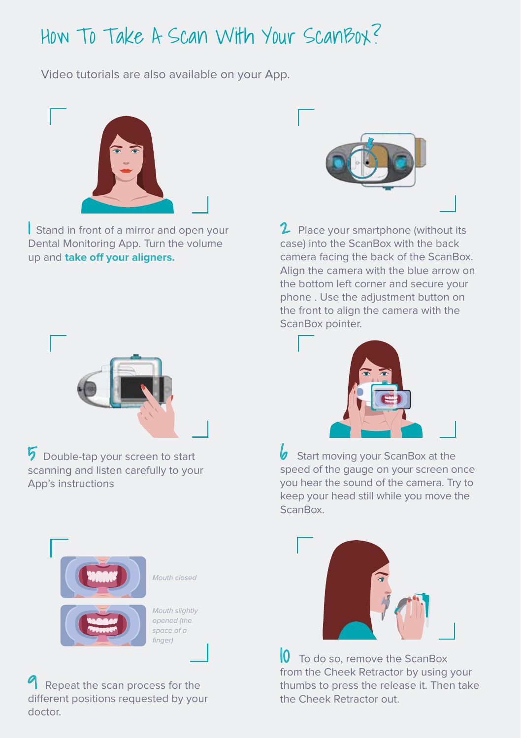# How To Take A Scan With Your ScanBox?

Video tutorials are also available on your App.

1 Stand in front of a mirror and open your Dental Monitoring App. Turn the volume up and **take off your aligners.**

2 Place your smartphone (without its case) into the ScanBox with the back camera facing the back of the ScanBox. Align the camera with the blue arrow on the bottom left corner and secure your phone . Use the adjustment button on the front to align the camera with the ScanBox pointer.

5 Double-tap your screen to start scanning and listen carefully to your App's instructions

6 Start moving your ScanBox at the speed of the gauge on your screen once you hear the sound of the camera. Try to keep your head still while you move the ScanBox.

*Mouth closed*

*Mouth slightly opened (the space of a finger)*

9 Repeat the scan process for the different positions requested by your doctor.

10 To do so, remove the ScanBox from the Cheek Retractor by using your thumbs to press the release it. Then take the Cheek Retractor out.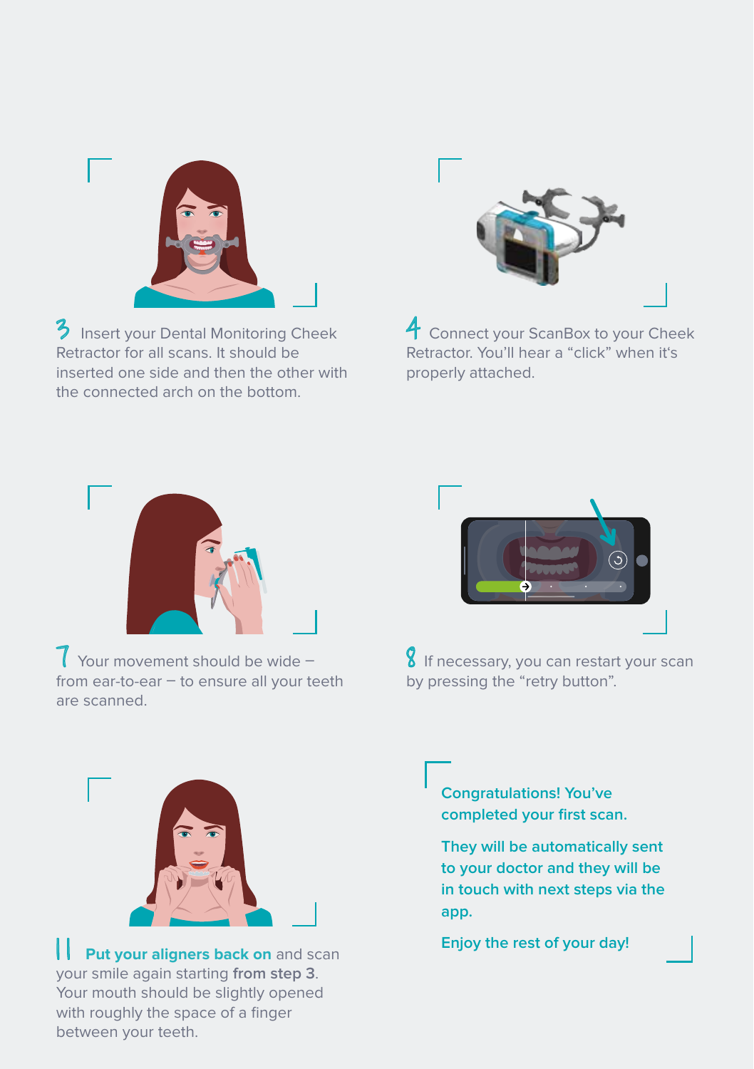3 Insert your Dental Monitoring Cheek Retractor for all scans. It should be inserted one side and then the other with the connected arch on the bottom.

4 Connect your ScanBox to your Cheek Retractor. You'll hear a "click" when it's properly attached.

7 Your movement should be wide – from ear-to-ear – to ensure all your teeth are scanned.

8 If necessary, you can restart your scan by pressing the "retry button".

11 **Put your aligners back on** and scan your smile again starting **from step 3**. Your mouth should be slightly opened with roughly the space of a finger between your teeth.

**Congratulations! You've completed your first scan.**

**They will be automatically sent to your doctor and they will be in touch with next steps via the app.**

**Enjoy the rest of your day!**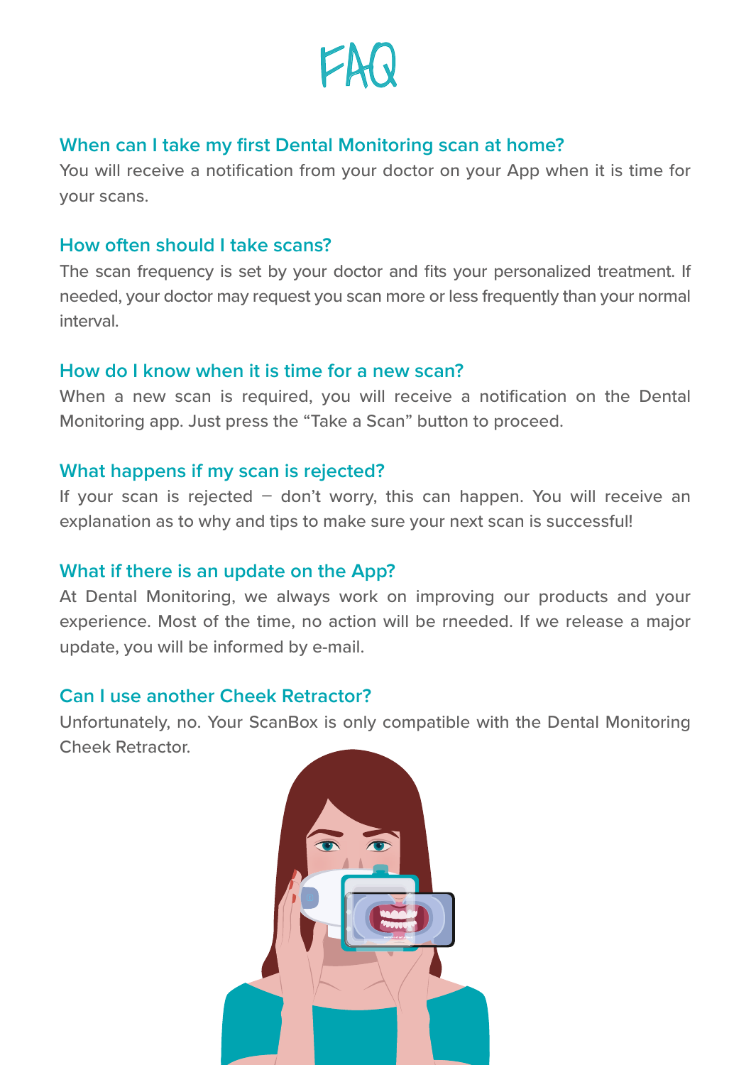# FAQ

## When can I take my first Dental Monitoring scan at home?

You will receive a notification from your doctor on your App when it is time for your scans.

## How often should I take scans?

The scan frequency is set by your doctor and fits your personalized treatment. If needed, your doctor may request you scan more or less frequently than your normal interval.

## How do I know when it is time for a new scan?

When a new scan is required, you will receive a notification on the Dental Monitoring app. Just press the "Take a Scan" button to proceed.

## What happens if my scan is rejected?

If your scan is rejected – don't worry, this can happen. You will receive an explanation as to why and tips to make sure your next scan is successful!

## What if there is an update on the App?

At Dental Monitoring, we always work on improving our products and your experience. Most of the time, no action will be rneeded. If we release a major update, you will be informed by e-mail.

## Can I use another Cheek Retractor?

Unfortunately, no. Your ScanBox is only compatible with the Dental Monitoring Cheek Retractor.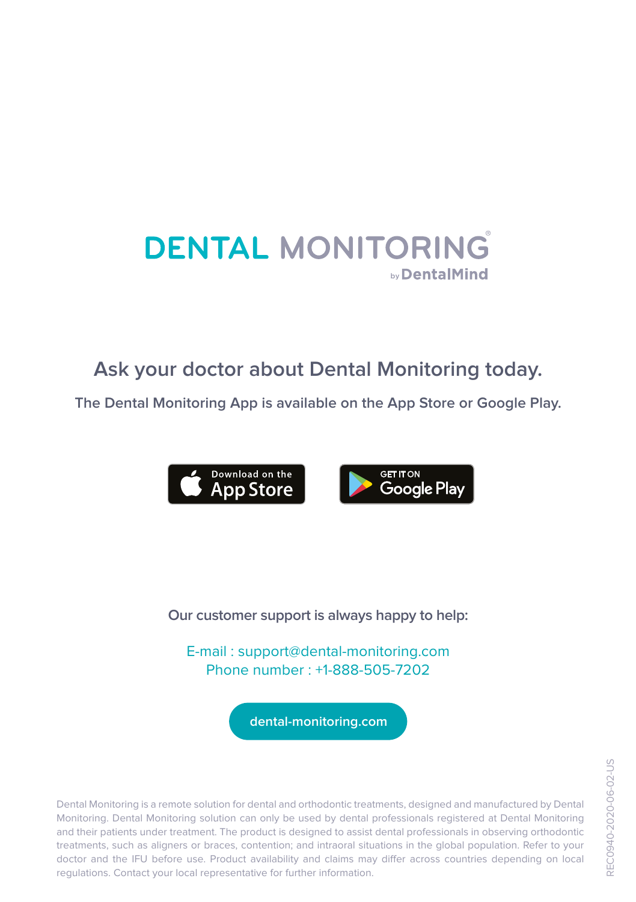DENTAL MONITORING®
by DentalMind

## Ask your doctor about Dental Monitoring today.

**The Dental Monitoring App is available on the App Store or Google Play.**

Download on the App Store

GET IT ON Google Play

**Our customer support is always happy to help:**

E-mail : support@dental-monitoring.com
Phone number : +1-888-505-7202

dental-monitoring.com

Dental Monitoring is a remote solution for dental and orthodontic treatments, designed and manufactured by Dental Monitoring. Dental Monitoring solution can only be used by dental professionals registered at Dental Monitoring and their patients under treatment. The product is designed to assist dental professionals in observing orthodontic treatments, such as aligners or braces, contention; and intraoral situations in the global population. Refer to your doctor and the IFU before use. Product availability and claims may differ across countries depending on local regulations. Contact your local representative for further information.

REC0940-2020-06-02-US